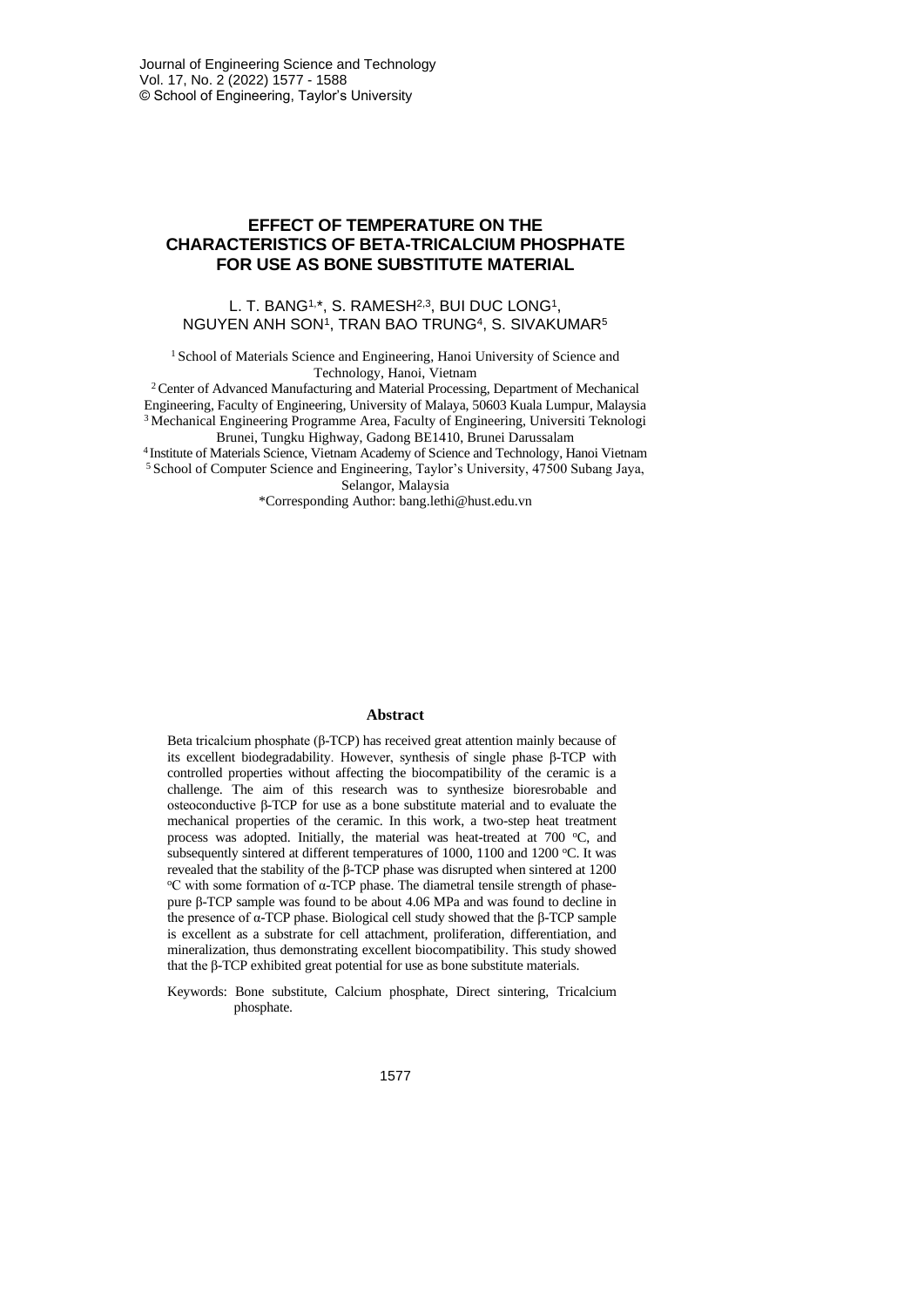# EFFECT OF TEMPERATURE ON THE CHARACTERISTICS OF BETA-TRICALCIUM PHOSPHATE FOR USE AS BONE SUBSTITUTE MATERIAL

L. T. BANG[1,*], S. RAMESH[2,3], BUI DUC LONG[1], NGUYEN ANH SON[1], TRAN BAO TRUNG[4], S. SIVAKUMAR[5]

[1] School of Materials Science and Engineering, Hanoi University of Science and Technology, Hanoi, Vietnam

[2] Center of Advanced Manufacturing and Material Processing, Department of Mechanical Engineering, Faculty of Engineering, University of Malaya, 50603 Kuala Lumpur, Malaysia

[3] Mechanical Engineering Programme Area, Faculty of Engineering, Universiti Teknologi Brunei, Tungku Highway, Gadong BE1410, Brunei Darussalam

[4] Institute of Materials Science, Vietnam Academy of Science and Technology, Hanoi Vietnam

[5] School of Computer Science and Engineering, Taylor's University, 47500 Subang Jaya, Selangor, Malaysia

*Corresponding Author: bang.lethi@hust.edu.vn

## Abstract

Beta tricalcium phosphate (β-TCP) has received great attention mainly because of its excellent biodegradability. However, synthesis of single phase β-TCP with controlled properties without affecting the biocompatibility of the ceramic is a challenge. The aim of this research was to synthesize bioresrobable and osteoconductive β-TCP for use as a bone substitute material and to evaluate the mechanical properties of the ceramic. In this work, a two-step heat treatment process was adopted. Initially, the material was heat-treated at 700 °C, and subsequently sintered at different temperatures of 1000, 1100 and 1200 °C. It was revealed that the stability of the β-TCP phase was disrupted when sintered at 1200 °C with some formation of α-TCP phase. The diametral tensile strength of phase-pure β-TCP sample was found to be about 4.06 MPa and was found to decline in the presence of α-TCP phase. Biological cell study showed that the β-TCP sample is excellent as a substrate for cell attachment, proliferation, differentiation, and mineralization, thus demonstrating excellent biocompatibility. This study showed that the β-TCP exhibited great potential for use as bone substitute materials.

Keywords: Bone substitute, Calcium phosphate, Direct sintering, Tricalcium phosphate.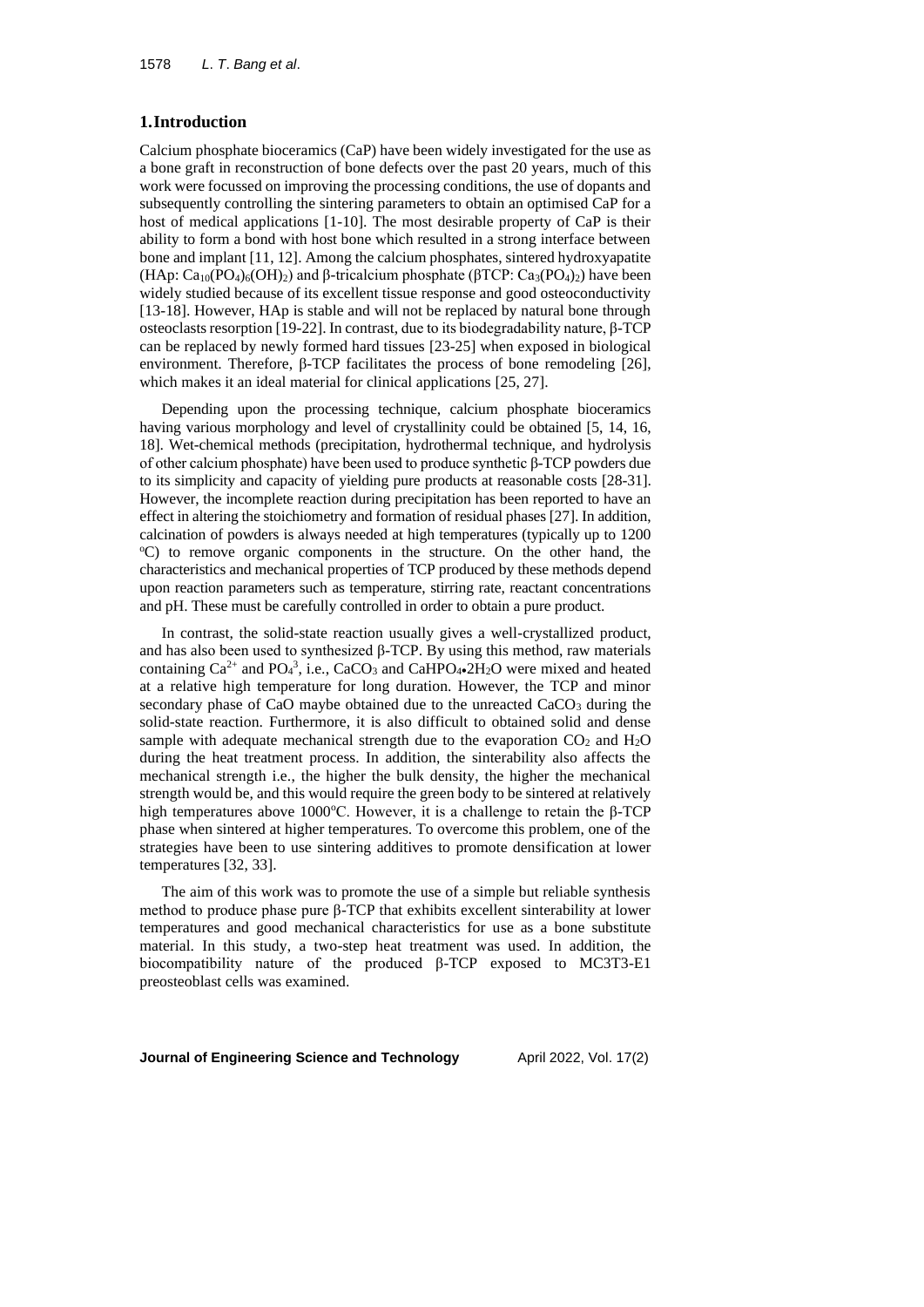## 1. Introduction

Calcium phosphate bioceramics (CaP) have been widely investigated for the use as a bone graft in reconstruction of bone defects over the past 20 years, much of this work were focussed on improving the processing conditions, the use of dopants and subsequently controlling the sintering parameters to obtain an optimised CaP for a host of medical applications [1-10]. The most desirable property of CaP is their ability to form a bond with host bone which resulted in a strong interface between bone and implant [11, 12]. Among the calcium phosphates, sintered hydroxyapatite (HAp: $Ca_{10}(PO_4)_6(OH)_2$) and β-tricalcium phosphate (βTCP: $Ca_3(PO_4)_2$) have been widely studied because of its excellent tissue response and good osteoconductivity [13-18]. However, HAp is stable and will not be replaced by natural bone through osteoclasts resorption [19-22]. In contrast, due to its biodegradability nature, β-TCP can be replaced by newly formed hard tissues [23-25] when exposed in biological environment. Therefore, β-TCP facilitates the process of bone remodeling [26], which makes it an ideal material for clinical applications [25, 27].

Depending upon the processing technique, calcium phosphate bioceramics having various morphology and level of crystallinity could be obtained [5, 14, 16, 18]. Wet-chemical methods (precipitation, hydrothermal technique, and hydrolysis of other calcium phosphate) have been used to produce synthetic β-TCP powders due to its simplicity and capacity of yielding pure products at reasonable costs [28-31]. However, the incomplete reaction during precipitation has been reported to have an effect in altering the stoichiometry and formation of residual phases [27]. In addition, calcination of powders is always needed at high temperatures (typically up to 1200 °C) to remove organic components in the structure. On the other hand, the characteristics and mechanical properties of TCP produced by these methods depend upon reaction parameters such as temperature, stirring rate, reactant concentrations and pH. These must be carefully controlled in order to obtain a pure product.

In contrast, the solid-state reaction usually gives a well-crystallized product, and has also been used to synthesized β-TCP. By using this method, raw materials containing $Ca^{2+}$ and $PO_4^{3}$, i.e., $CaCO_3$ and $CaHPO_4{\bullet}2H_2O$ were mixed and heated at a relative high temperature for long duration. However, the TCP and minor secondary phase of CaO maybe obtained due to the unreacted $CaCO_3$ during the solid-state reaction. Furthermore, it is also difficult to obtained solid and dense sample with adequate mechanical strength due to the evaporation $CO_2$ and $H_2O$ during the heat treatment process. In addition, the sinterability also affects the mechanical strength i.e., the higher the bulk density, the higher the mechanical strength would be, and this would require the green body to be sintered at relatively high temperatures above 1000°C. However, it is a challenge to retain the β-TCP phase when sintered at higher temperatures. To overcome this problem, one of the strategies have been to use sintering additives to promote densification at lower temperatures [32, 33].

The aim of this work was to promote the use of a simple but reliable synthesis method to produce phase pure β-TCP that exhibits excellent sinterability at lower temperatures and good mechanical characteristics for use as a bone substitute material. In this study, a two-step heat treatment was used. In addition, the biocompatibility nature of the produced β-TCP exposed to MC3T3-E1 preosteoblast cells was examined.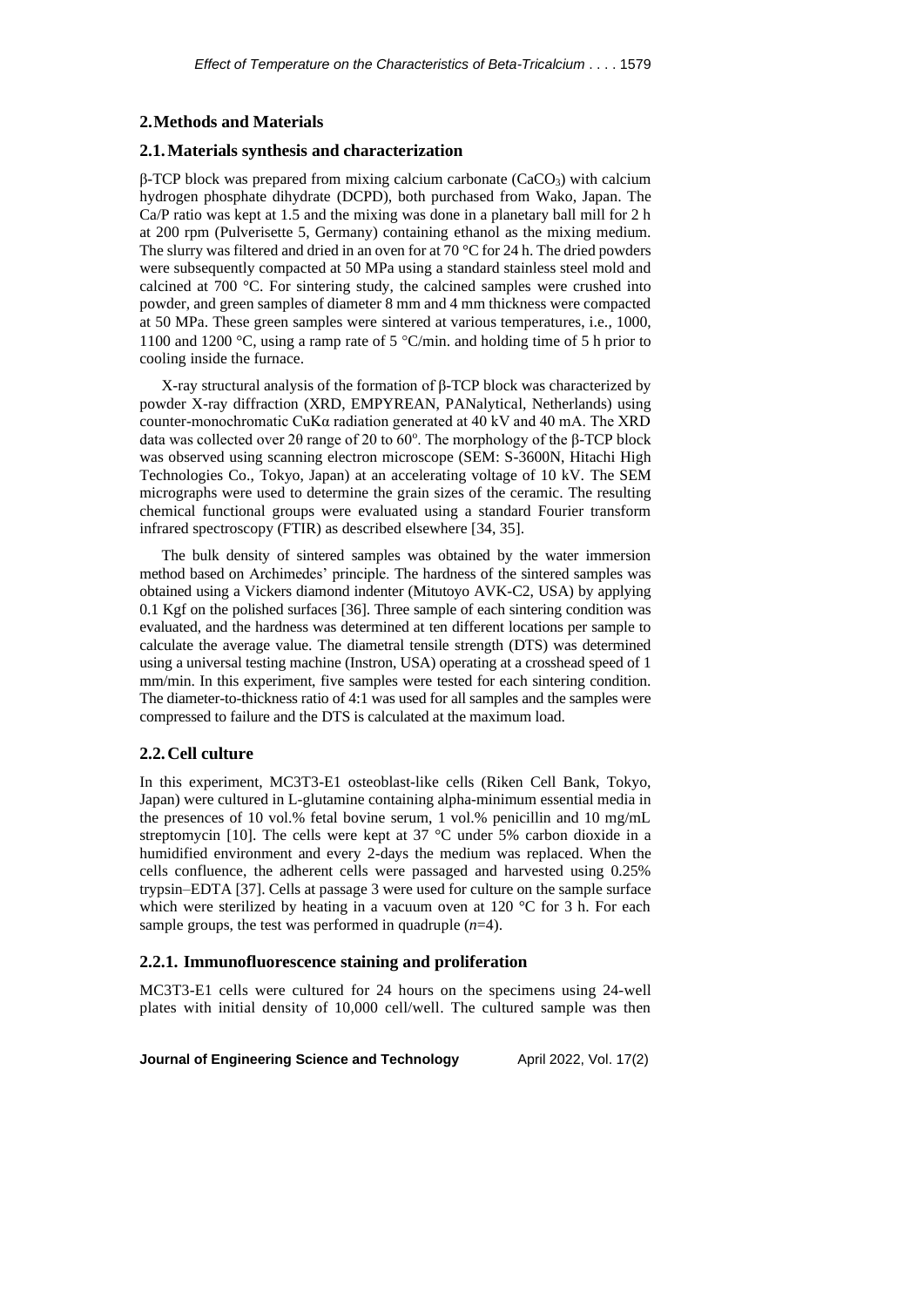## 2. Methods and Materials

### 2.1. Materials synthesis and characterization

β-TCP block was prepared from mixing calcium carbonate ($CaCO_3$) with calcium hydrogen phosphate dihydrate (DCPD), both purchased from Wako, Japan. The Ca/P ratio was kept at 1.5 and the mixing was done in a planetary ball mill for 2 h at 200 rpm (Pulverisette 5, Germany) containing ethanol as the mixing medium. The slurry was filtered and dried in an oven for at 70 °C for 24 h. The dried powders were subsequently compacted at 50 MPa using a standard stainless steel mold and calcined at 700 °C. For sintering study, the calcined samples were crushed into powder, and green samples of diameter 8 mm and 4 mm thickness were compacted at 50 MPa. These green samples were sintered at various temperatures, i.e., 1000, 1100 and 1200 °C, using a ramp rate of 5 °C/min. and holding time of 5 h prior to cooling inside the furnace.

X-ray structural analysis of the formation of β-TCP block was characterized by powder X-ray diffraction (XRD, EMPYREAN, PANalytical, Netherlands) using counter-monochromatic CuKα radiation generated at 40 kV and 40 mA. The XRD data was collected over 2θ range of 20 to 60°. The morphology of the β-TCP block was observed using scanning electron microscope (SEM: S-3600N, Hitachi High Technologies Co., Tokyo, Japan) at an accelerating voltage of 10 kV. The SEM micrographs were used to determine the grain sizes of the ceramic. The resulting chemical functional groups were evaluated using a standard Fourier transform infrared spectroscopy (FTIR) as described elsewhere [34, 35].

The bulk density of sintered samples was obtained by the water immersion method based on Archimedes' principle. The hardness of the sintered samples was obtained using a Vickers diamond indenter (Mitutoyo AVK-C2, USA) by applying 0.1 Kgf on the polished surfaces [36]. Three sample of each sintering condition was evaluated, and the hardness was determined at ten different locations per sample to calculate the average value. The diametral tensile strength (DTS) was determined using a universal testing machine (Instron, USA) operating at a crosshead speed of 1 mm/min. In this experiment, five samples were tested for each sintering condition. The diameter-to-thickness ratio of 4:1 was used for all samples and the samples were compressed to failure and the DTS is calculated at the maximum load.

### 2.2. Cell culture

In this experiment, MC3T3-E1 osteoblast-like cells (Riken Cell Bank, Tokyo, Japan) were cultured in L-glutamine containing alpha-minimum essential media in the presences of 10 vol.% fetal bovine serum, 1 vol.% penicillin and 10 mg/mL streptomycin [10]. The cells were kept at 37 °C under 5% carbon dioxide in a humidified environment and every 2-days the medium was replaced. When the cells confluence, the adherent cells were passaged and harvested using 0.25% trypsin–EDTA [37]. Cells at passage 3 were used for culture on the sample surface which were sterilized by heating in a vacuum oven at 120 °C for 3 h. For each sample groups, the test was performed in quadruple ($n$=4).

#### 2.2.1. Immunofluorescence staining and proliferation

MC3T3-E1 cells were cultured for 24 hours on the specimens using 24-well plates with initial density of 10,000 cell/well. The cultured sample was then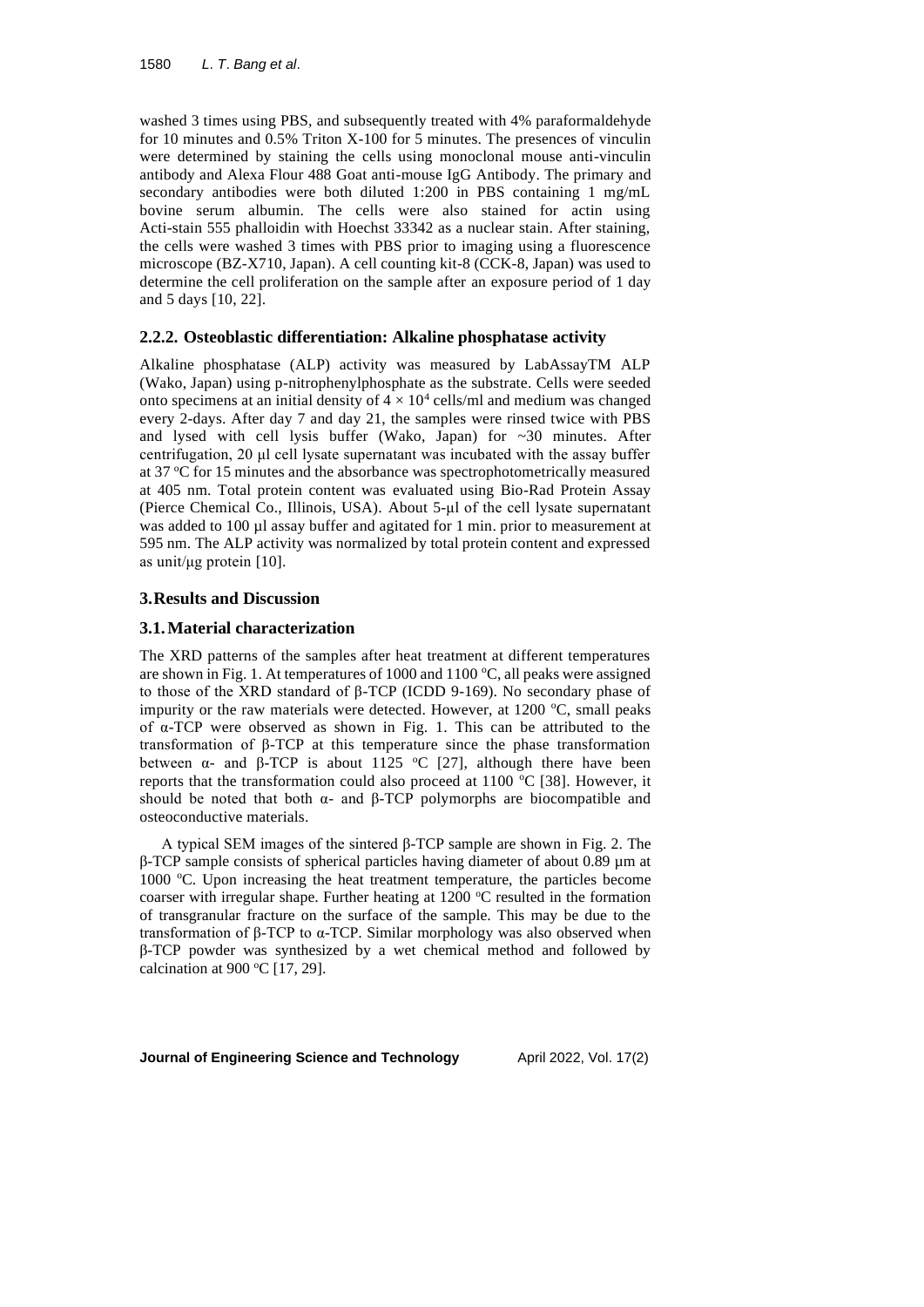washed 3 times using PBS, and subsequently treated with 4% paraformaldehyde for 10 minutes and 0.5% Triton X-100 for 5 minutes. The presences of vinculin were determined by staining the cells using monoclonal mouse anti-vinculin antibody and Alexa Flour 488 Goat anti-mouse IgG Antibody. The primary and secondary antibodies were both diluted 1:200 in PBS containing 1 mg/mL bovine serum albumin. The cells were also stained for actin using Acti-stain 555 phalloidin with Hoechst 33342 as a nuclear stain. After staining, the cells were washed 3 times with PBS prior to imaging using a fluorescence microscope (BZ-X710, Japan). A cell counting kit-8 (CCK-8, Japan) was used to determine the cell proliferation on the sample after an exposure period of 1 day and 5 days [10, 22].

### 2.2.2. Osteoblastic differentiation: Alkaline phosphatase activity

Alkaline phosphatase (ALP) activity was measured by LabAssayTM ALP (Wako, Japan) using p-nitrophenylphosphate as the substrate. Cells were seeded onto specimens at an initial density of $4 \times 10^4$ cells/ml and medium was changed every 2-days. After day 7 and day 21, the samples were rinsed twice with PBS and lysed with cell lysis buffer (Wako, Japan) for ~30 minutes. After centrifugation, 20 μl cell lysate supernatant was incubated with the assay buffer at 37 °C for 15 minutes and the absorbance was spectrophotometrically measured at 405 nm. Total protein content was evaluated using Bio-Rad Protein Assay (Pierce Chemical Co., Illinois, USA). About 5-μl of the cell lysate supernatant was added to 100 μl assay buffer and agitated for 1 min. prior to measurement at 595 nm. The ALP activity was normalized by total protein content and expressed as unit/μg protein [10].

## 3. Results and Discussion

### 3.1. Material characterization

The XRD patterns of the samples after heat treatment at different temperatures are shown in Fig. 1. At temperatures of 1000 and 1100 °C, all peaks were assigned to those of the XRD standard of β-TCP (ICDD 9-169). No secondary phase of impurity or the raw materials were detected. However, at 1200 °C, small peaks of α-TCP were observed as shown in Fig. 1. This can be attributed to the transformation of β-TCP at this temperature since the phase transformation between α- and β-TCP is about 1125 °C [27], although there have been reports that the transformation could also proceed at 1100 °C [38]. However, it should be noted that both α- and β-TCP polymorphs are biocompatible and osteoconductive materials.

A typical SEM images of the sintered β-TCP sample are shown in Fig. 2. The β-TCP sample consists of spherical particles having diameter of about 0.89 μm at 1000 °C. Upon increasing the heat treatment temperature, the particles become coarser with irregular shape. Further heating at 1200 °C resulted in the formation of transgranular fracture on the surface of the sample. This may be due to the transformation of β-TCP to α-TCP. Similar morphology was also observed when β-TCP powder was synthesized by a wet chemical method and followed by calcination at 900 °C [17, 29].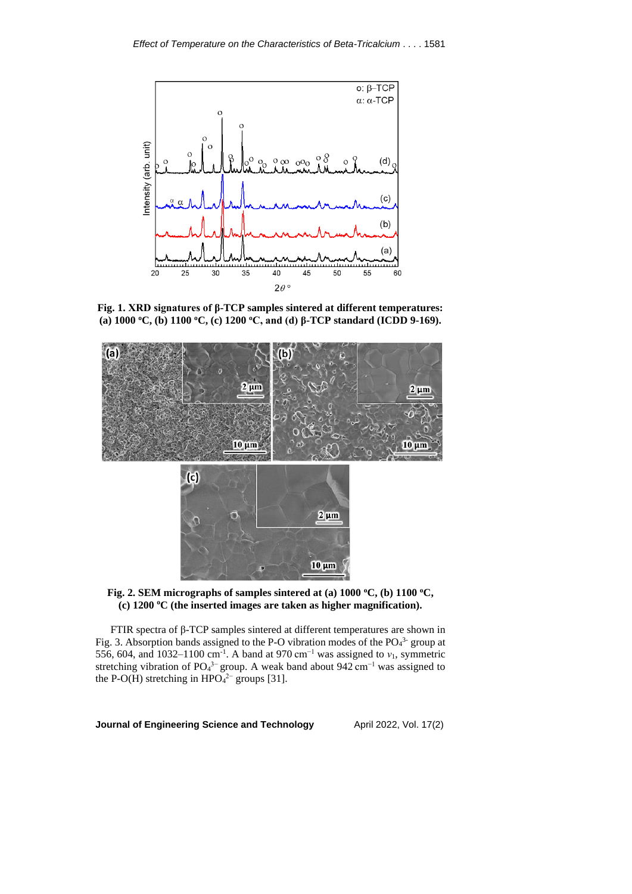**Fig. 1. XRD signatures of β-TCP samples sintered at different temperatures: (a) 1000 °C, (b) 1100 °C, (c) 1200 °C, and (d) β-TCP standard (ICDD 9-169).**

**Fig. 2. SEM micrographs of samples sintered at (a) 1000 °C, (b) 1100 °C, (c) 1200 °C (the inserted images are taken as higher magnification).**

FTIR spectra of β-TCP samples sintered at different temperatures are shown in Fig. 3. Absorption bands assigned to the P-O vibration modes of the $PO_4^{3-}$ group at 556, 604, and 1032–1100 cm$^{-1}$. A band at 970 cm$^{-1}$ was assigned to $v_1$, symmetric stretching vibration of $PO_4^{3-}$ group. A weak band about 942 cm$^{-1}$ was assigned to the P-O(H) stretching in $HPO_4^{2-}$ groups [31].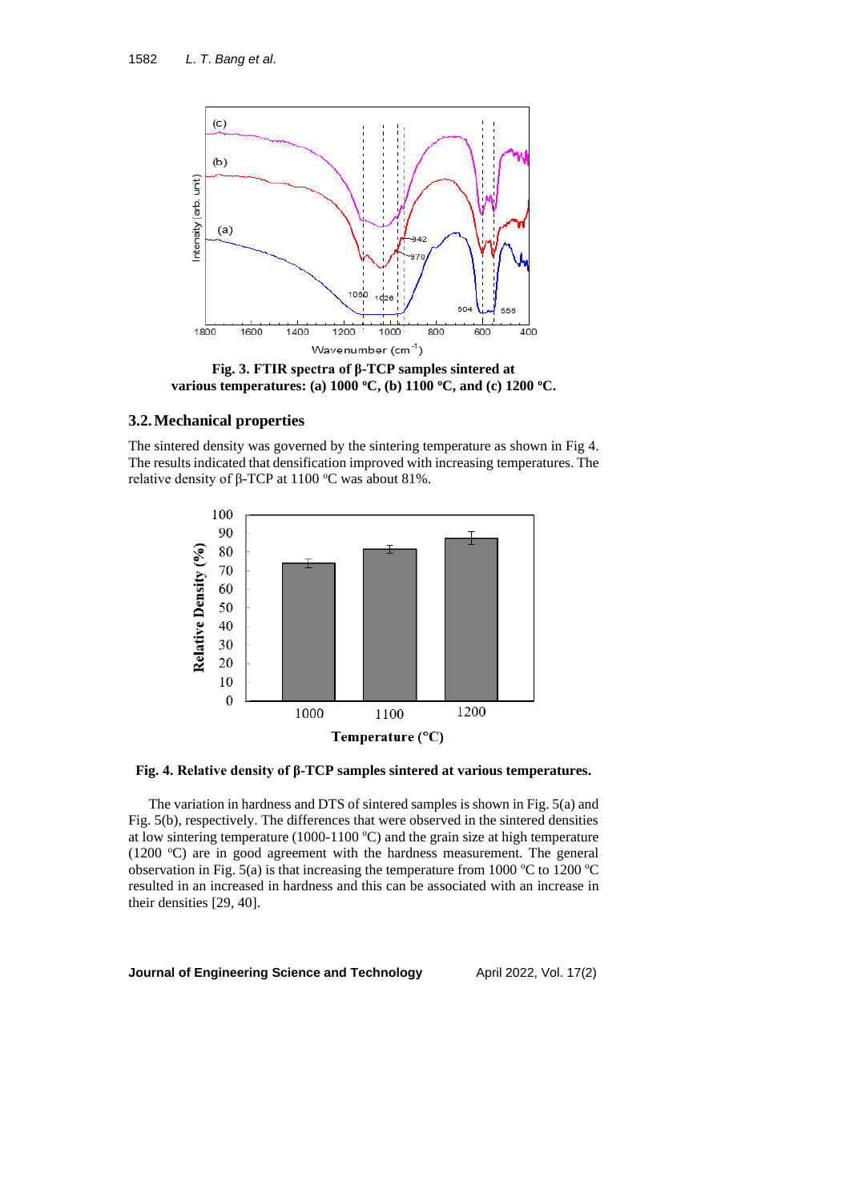Fig. 3. FTIR spectra of β-TCP samples sintered at various temperatures: (a) 1000 °C, (b) 1100 °C, and (c) 1200 °C.

## 3.2. Mechanical properties

The sintered density was governed by the sintering temperature as shown in Fig 4. The results indicated that densification improved with increasing temperatures. The relative density of β-TCP at 1100 °C was about 81%.

**Fig. 4. Relative density of β-TCP samples sintered at various temperatures.**

The variation in hardness and DTS of sintered samples is shown in Fig. 5(a) and Fig. 5(b), respectively. The differences that were observed in the sintered densities at low sintering temperature (1000-1100 °C) and the grain size at high temperature (1200 °C) are in good agreement with the hardness measurement. The general observation in Fig. 5(a) is that increasing the temperature from 1000 °C to 1200 °C resulted in an increased in hardness and this can be associated with an increase in their densities [29, 40].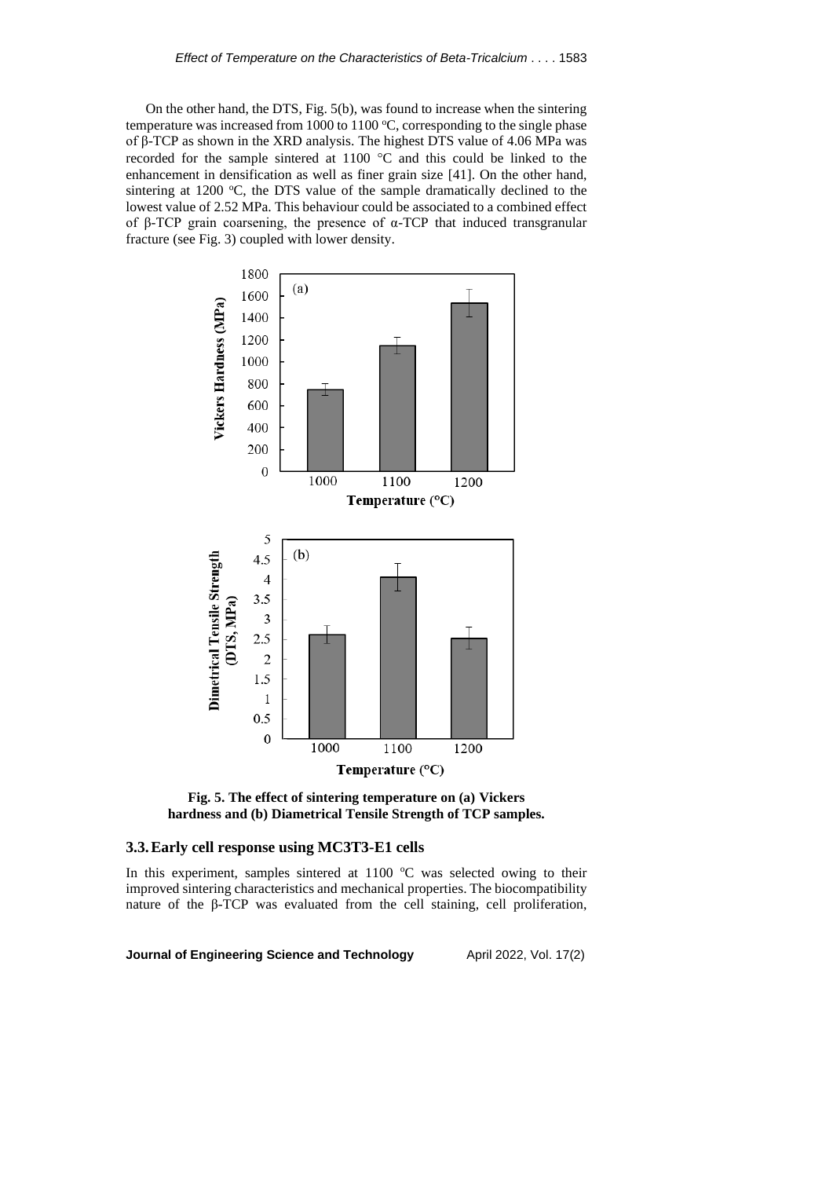On the other hand, the DTS, Fig. 5(b), was found to increase when the sintering temperature was increased from 1000 to 1100 °C, corresponding to the single phase of β-TCP as shown in the XRD analysis. The highest DTS value of 4.06 MPa was recorded for the sample sintered at 1100 °C and this could be linked to the enhancement in densification as well as finer grain size [41]. On the other hand, sintering at 1200 °C, the DTS value of the sample dramatically declined to the lowest value of 2.52 MPa. This behaviour could be associated to a combined effect of β-TCP grain coarsening, the presence of α-TCP that induced transgranular fracture (see Fig. 3) coupled with lower density.

**Fig. 5. The effect of sintering temperature on (a) Vickers hardness and (b) Diametrical Tensile Strength of TCP samples.**

## 3.3. Early cell response using MC3T3-E1 cells

In this experiment, samples sintered at 1100 °C was selected owing to their improved sintering characteristics and mechanical properties. The biocompatibility nature of the β-TCP was evaluated from the cell staining, cell proliferation,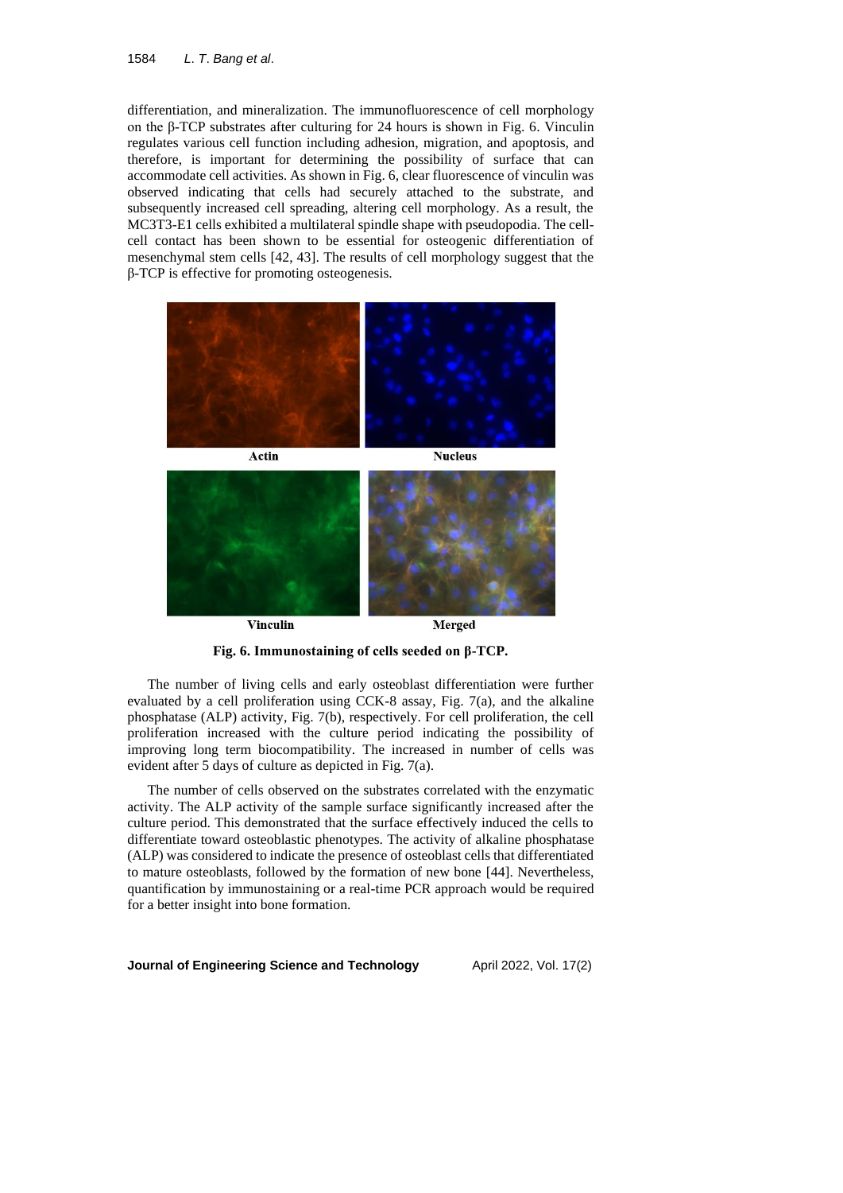differentiation, and mineralization. The immunofluorescence of cell morphology on the β-TCP substrates after culturing for 24 hours is shown in Fig. 6. Vinculin regulates various cell function including adhesion, migration, and apoptosis, and therefore, is important for determining the possibility of surface that can accommodate cell activities. As shown in Fig. 6, clear fluorescence of vinculin was observed indicating that cells had securely attached to the substrate, and subsequently increased cell spreading, altering cell morphology. As a result, the MC3T3-E1 cells exhibited a multilateral spindle shape with pseudopodia. The cell-cell contact has been shown to be essential for osteogenic differentiation of mesenchymal stem cells [42, 43]. The results of cell morphology suggest that the β-TCP is effective for promoting osteogenesis.

Actin Nucleus

Vinculin Merged

**Fig. 6. Immunostaining of cells seeded on β-TCP.**

The number of living cells and early osteoblast differentiation were further evaluated by a cell proliferation using CCK-8 assay, Fig. 7(a), and the alkaline phosphatase (ALP) activity, Fig. 7(b), respectively. For cell proliferation, the cell proliferation increased with the culture period indicating the possibility of improving long term biocompatibility. The increased in number of cells was evident after 5 days of culture as depicted in Fig. 7(a).

The number of cells observed on the substrates correlated with the enzymatic activity. The ALP activity of the sample surface significantly increased after the culture period. This demonstrated that the surface effectively induced the cells to differentiate toward osteoblastic phenotypes. The activity of alkaline phosphatase (ALP) was considered to indicate the presence of osteoblast cells that differentiated to mature osteoblasts, followed by the formation of new bone [44]. Nevertheless, quantification by immunostaining or a real-time PCR approach would be required for a better insight into bone formation.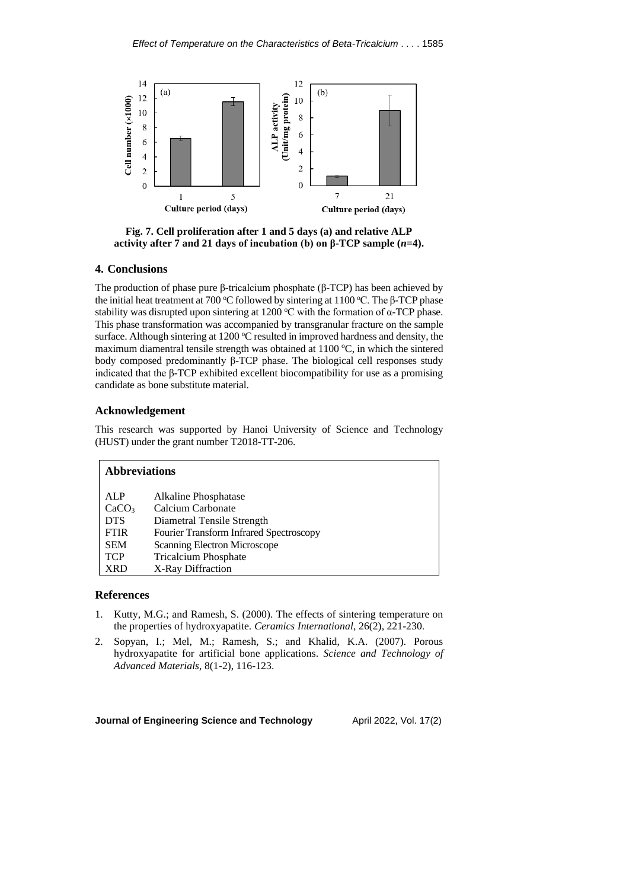Fig. 7. Cell proliferation after 1 and 5 days (a) and relative ALP activity after 7 and 21 days of incubation (b) on β-TCP sample (*n*=4).

## 4. Conclusions

The production of phase pure β-tricalcium phosphate (β-TCP) has been achieved by the initial heat treatment at 700 °C followed by sintering at 1100 °C. The β-TCP phase stability was disrupted upon sintering at 1200 °C with the formation of α-TCP phase. This phase transformation was accompanied by transgranular fracture on the sample surface. Although sintering at 1200 °C resulted in improved hardness and density, the maximum diamentral tensile strength was obtained at 1100 °C, in which the sintered body composed predominantly β-TCP phase. The biological cell responses study indicated that the β-TCP exhibited excellent biocompatibility for use as a promising candidate as bone substitute material.

## Acknowledgement

This research was supported by Hanoi University of Science and Technology (HUST) under the grant number T2018-TT-206.

### Abbreviations

| | |
|---|---|
| ALP | Alkaline Phosphatase |
| $CaCO_3$ | Calcium Carbonate |
| DTS | Diametral Tensile Strength |
| FTIR | Fourier Transform Infrared Spectroscopy |
| SEM | Scanning Electron Microscope |
| TCP | Tricalcium Phosphate |
| XRD | X-Ray Diffraction |

## References

1. Kutty, M.G.; and Ramesh, S. (2000). The effects of sintering temperature on the properties of hydroxyapatite. *Ceramics International*, 26(2), 221-230.
2. Sopyan, I.; Mel, M.; Ramesh, S.; and Khalid, K.A. (2007). Porous hydroxyapatite for artificial bone applications. *Science and Technology of Advanced Materials*, 8(1-2), 116-123.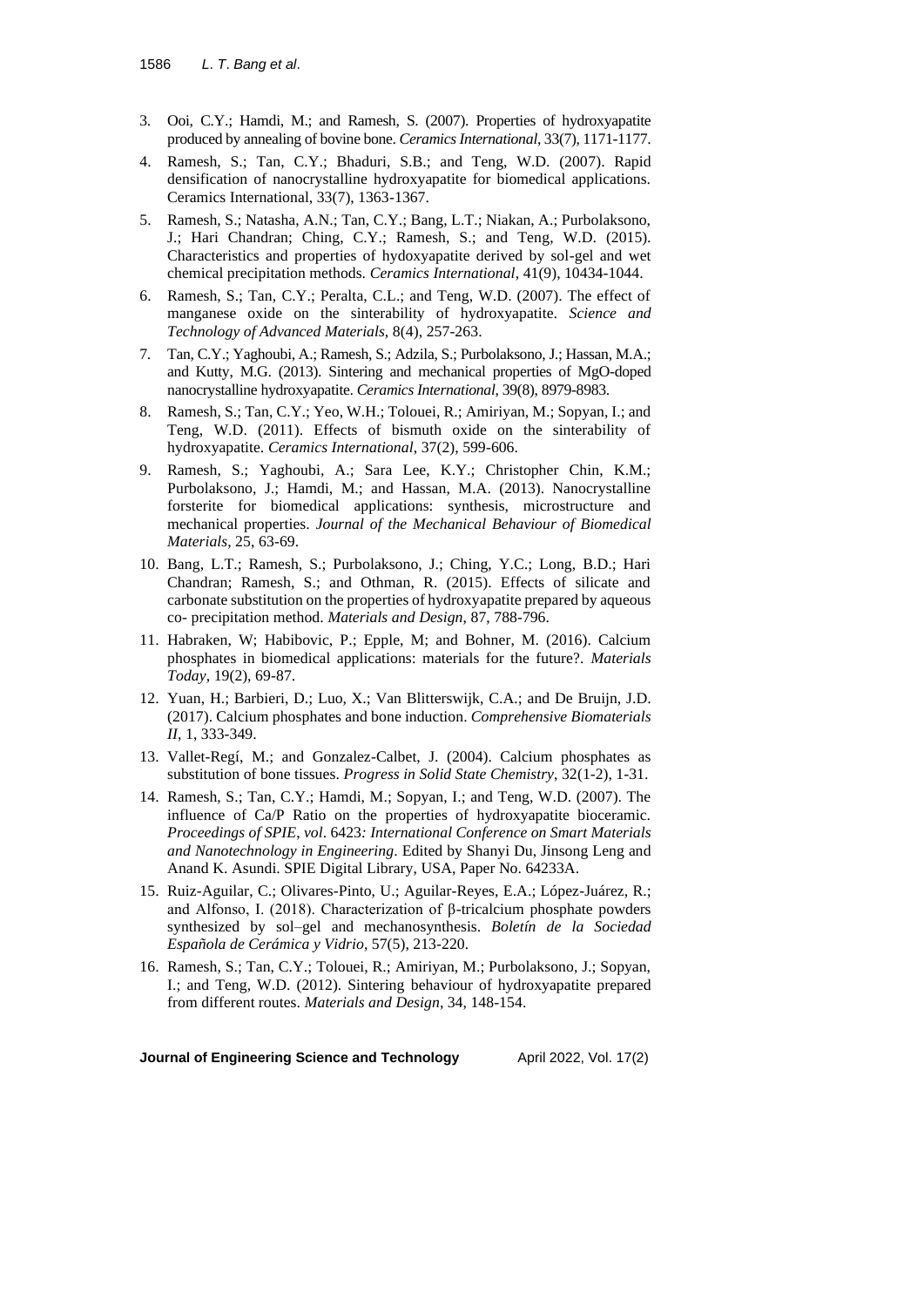3. Ooi, C.Y.; Hamdi, M.; and Ramesh, S. (2007). Properties of hydroxyapatite produced by annealing of bovine bone. *Ceramics International*, 33(7), 1171-1177.
4. Ramesh, S.; Tan, C.Y.; Bhaduri, S.B.; and Teng, W.D. (2007). Rapid densification of nanocrystalline hydroxyapatite for biomedical applications. Ceramics International, 33(7), 1363-1367.
5. Ramesh, S.; Natasha, A.N.; Tan, C.Y.; Bang, L.T.; Niakan, A.; Purbolaksono, J.; Hari Chandran; Ching, C.Y.; Ramesh, S.; and Teng, W.D. (2015). Characteristics and properties of hydoxyapatite derived by sol-gel and wet chemical precipitation methods. *Ceramics International*, 41(9), 10434-1044.
6. Ramesh, S.; Tan, C.Y.; Peralta, C.L.; and Teng, W.D. (2007). The effect of manganese oxide on the sinterability of hydroxyapatite. *Science and Technology of Advanced Materials*, 8(4), 257-263.
7. Tan, C.Y.; Yaghoubi, A.; Ramesh, S.; Adzila, S.; Purbolaksono, J.; Hassan, M.A.; and Kutty, M.G. (2013). Sintering and mechanical properties of MgO-doped nanocrystalline hydroxyapatite. *Ceramics International*, 39(8), 8979-8983.
8. Ramesh, S.; Tan, C.Y.; Yeo, W.H.; Tolouei, R.; Amiriyan, M.; Sopyan, I.; and Teng, W.D. (2011). Effects of bismuth oxide on the sinterability of hydroxyapatite. *Ceramics International*, 37(2), 599-606.
9. Ramesh, S.; Yaghoubi, A.; Sara Lee, K.Y.; Christopher Chin, K.M.; Purbolaksono, J.; Hamdi, M.; and Hassan, M.A. (2013). Nanocrystalline forsterite for biomedical applications: synthesis, microstructure and mechanical properties. *Journal of the Mechanical Behaviour of Biomedical Materials*, 25, 63-69.
10. Bang, L.T.; Ramesh, S.; Purbolaksono, J.; Ching, Y.C.; Long, B.D.; Hari Chandran; Ramesh, S.; and Othman, R. (2015). Effects of silicate and carbonate substitution on the properties of hydroxyapatite prepared by aqueous co- precipitation method. *Materials and Design*, 87, 788-796.
11. Habraken, W; Habibovic, P.; Epple, M; and Bohner, M. (2016). Calcium phosphates in biomedical applications: materials for the future?. *Materials Today*, 19(2), 69-87.
12. Yuan, H.; Barbieri, D.; Luo, X.; Van Blitterswijk, C.A.; and De Bruijn, J.D. (2017). Calcium phosphates and bone induction. *Comprehensive Biomaterials II*, 1, 333-349.
13. Vallet-Regí, M.; and Gonzalez-Calbet, J. (2004). Calcium phosphates as substitution of bone tissues. *Progress in Solid State Chemistry*, 32(1-2), 1-31.
14. Ramesh, S.; Tan, C.Y.; Hamdi, M.; Sopyan, I.; and Teng, W.D. (2007). The influence of Ca/P Ratio on the properties of hydroxyapatite bioceramic. *Proceedings of SPIE, vol*. 6423*: International Conference on Smart Materials and Nanotechnology in Engineering*. Edited by Shanyi Du, Jinsong Leng and Anand K. Asundi. SPIE Digital Library, USA, Paper No. 64233A.
15. Ruiz-Aguilar, C.; Olivares-Pinto, U.; Aguilar-Reyes, E.A.; López-Juárez, R.; and Alfonso, I. (2018). Characterization of β-tricalcium phosphate powders synthesized by sol–gel and mechanosynthesis. *Boletín de la Sociedad Española de Cerámica y Vidrio*, 57(5), 213-220.
16. Ramesh, S.; Tan, C.Y.; Tolouei, R.; Amiriyan, M.; Purbolaksono, J.; Sopyan, I.; and Teng, W.D. (2012). Sintering behaviour of hydroxyapatite prepared from different routes. *Materials and Design*, 34, 148-154.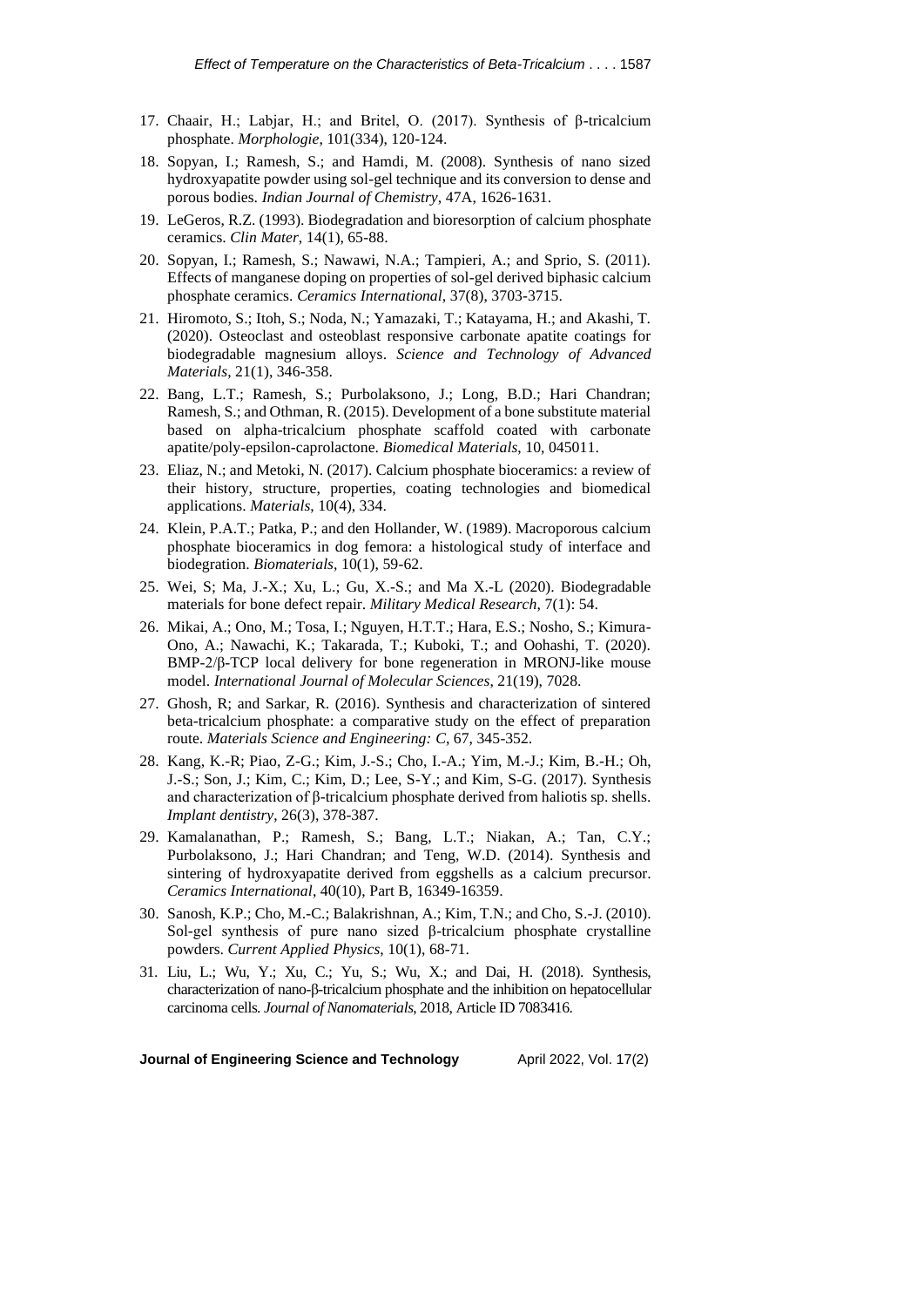17. Chaair, H.; Labjar, H.; and Britel, O. (2017). Synthesis of β-tricalcium phosphate. *Morphologie*, 101(334), 120-124.
18. Sopyan, I.; Ramesh, S.; and Hamdi, M. (2008). Synthesis of nano sized hydroxyapatite powder using sol-gel technique and its conversion to dense and porous bodies. *Indian Journal of Chemistry*, 47A, 1626-1631.
19. LeGeros, R.Z. (1993). Biodegradation and bioresorption of calcium phosphate ceramics. *Clin Mater*, 14(1), 65-88.
20. Sopyan, I.; Ramesh, S.; Nawawi, N.A.; Tampieri, A.; and Sprio, S. (2011). Effects of manganese doping on properties of sol-gel derived biphasic calcium phosphate ceramics. *Ceramics International*, 37(8), 3703-3715.
21. Hiromoto, S.; Itoh, S.; Noda, N.; Yamazaki, T.; Katayama, H.; and Akashi, T. (2020). Osteoclast and osteoblast responsive carbonate apatite coatings for biodegradable magnesium alloys. *Science and Technology of Advanced Materials*, 21(1), 346-358.
22. Bang, L.T.; Ramesh, S.; Purbolaksono, J.; Long, B.D.; Hari Chandran; Ramesh, S.; and Othman, R. (2015). Development of a bone substitute material based on alpha-tricalcium phosphate scaffold coated with carbonate apatite/poly-epsilon-caprolactone. *Biomedical Materials*, 10, 045011.
23. Eliaz, N.; and Metoki, N. (2017). Calcium phosphate bioceramics: a review of their history, structure, properties, coating technologies and biomedical applications. *Materials*, 10(4), 334.
24. Klein, P.A.T.; Patka, P.; and den Hollander, W. (1989). Macroporous calcium phosphate bioceramics in dog femora: a histological study of interface and biodegration. *Biomaterials*, 10(1), 59-62.
25. Wei, S; Ma, J.-X.; Xu, L.; Gu, X.-S.; and Ma X.-L (2020). Biodegradable materials for bone defect repair. *Military Medical Research*, 7(1): 54.
26. Mikai, A.; Ono, M.; Tosa, I.; Nguyen, H.T.T.; Hara, E.S.; Nosho, S.; Kimura-Ono, A.; Nawachi, K.; Takarada, T.; Kuboki, T.; and Oohashi, T. (2020). BMP-2/β-TCP local delivery for bone regeneration in MRONJ-like mouse model. *International Journal of Molecular Sciences*, 21(19), 7028.
27. Ghosh, R; and Sarkar, R. (2016). Synthesis and characterization of sintered beta-tricalcium phosphate: a comparative study on the effect of preparation route. *Materials Science and Engineering: C*, 67, 345-352.
28. Kang, K.-R; Piao, Z-G.; Kim, J.-S.; Cho, I.-A.; Yim, M.-J.; Kim, B.-H.; Oh, J.-S.; Son, J.; Kim, C.; Kim, D.; Lee, S-Y.; and Kim, S-G. (2017). Synthesis and characterization of β-tricalcium phosphate derived from haliotis sp. shells. *Implant dentistry*, 26(3), 378-387.
29. Kamalanathan, P.; Ramesh, S.; Bang, L.T.; Niakan, A.; Tan, C.Y.; Purbolaksono, J.; Hari Chandran; and Teng, W.D. (2014). Synthesis and sintering of hydroxyapatite derived from eggshells as a calcium precursor. *Ceramics International*, 40(10), Part B, 16349-16359.
30. Sanosh, K.P.; Cho, M.-C.; Balakrishnan, A.; Kim, T.N.; and Cho, S.-J. (2010). Sol-gel synthesis of pure nano sized β-tricalcium phosphate crystalline powders. *Current Applied Physics*, 10(1), 68-71.
31. Liu, L.; Wu, Y.; Xu, C.; Yu, S.; Wu, X.; and Dai, H. (2018). Synthesis, characterization of nano-β-tricalcium phosphate and the inhibition on hepatocellular carcinoma cells. *Journal of Nanomaterials*, 2018, Article ID 7083416.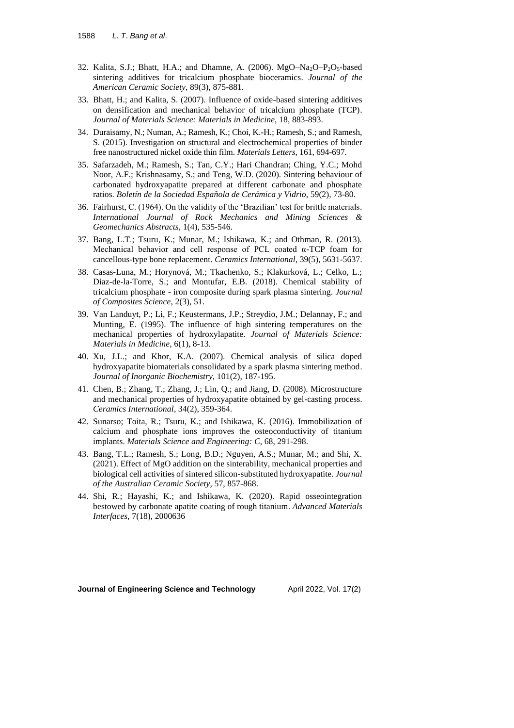32. Kalita, S.J.; Bhatt, H.A.; and Dhamne, A. (2006). $MgO–Na_2O–P_2O_5$-based sintering additives for tricalcium phosphate bioceramics. *Journal of the American Ceramic Society*, 89(3), 875-881.
33. Bhatt, H.; and Kalita, S. (2007). Influence of oxide-based sintering additives on densification and mechanical behavior of tricalcium phosphate (TCP). *Journal of Materials Science: Materials in Medicine*, 18, 883-893.
34. Duraisamy, N.; Numan, A.; Ramesh, K.; Choi, K.-H.; Ramesh, S.; and Ramesh, S. (2015). Investigation on structural and electrochemical properties of binder free nanostructured nickel oxide thin film. *Materials Letters*, 161, 694-697.
35. Safarzadeh, M.; Ramesh, S.; Tan, C.Y.; Hari Chandran; Ching, Y.C.; Mohd Noor, A.F.; Krishnasamy, S.; and Teng, W.D. (2020). Sintering behaviour of carbonated hydroxyapatite prepared at different carbonate and phosphate ratios. *Boletín de la Sociedad Española de Cerámica y Vidrio*, 59(2), 73-80.
36. Fairhurst, C. (1964). On the validity of the 'Brazilian' test for brittle materials. *International Journal of Rock Mechanics and Mining Sciences & Geomechanics Abstracts*, 1(4), 535-546.
37. Bang, L.T.; Tsuru, K.; Munar, M.; Ishikawa, K.; and Othman, R. (2013). Mechanical behavior and cell response of PCL coated α-TCP foam for cancellous-type bone replacement. *Ceramics International*, 39(5), 5631-5637.
38. Casas-Luna, M.; Horynová, M.; Tkachenko, S.; Klakurková, L.; Celko, L.; Diaz-de-la-Torre, S.; and Montufar, E.B. (2018). Chemical stability of tricalcium phosphate - iron composite during spark plasma sintering. *Journal of Composites Science*, 2(3), 51.
39. Van Landuyt, P.; Li, F.; Keustermans, J.P.; Streydio, J.M.; Delannay, F.; and Munting, E. (1995). The influence of high sintering temperatures on the mechanical properties of hydroxylapatite. *Journal of Materials Science: Materials in Medicine*, 6(1), 8-13.
40. Xu, J.L.; and Khor, K.A. (2007). Chemical analysis of silica doped hydroxyapatite biomaterials consolidated by a spark plasma sintering method. *Journal of Inorganic Biochemistry*, 101(2), 187-195.
41. Chen, B.; Zhang, T.; Zhang, J.; Lin, Q.; and Jiang, D. (2008). Microstructure and mechanical properties of hydroxyapatite obtained by gel-casting process. *Ceramics International*, 34(2), 359-364.
42. Sunarso; Toita, R.; Tsuru, K.; and Ishikawa, K. (2016). Immobilization of calcium and phosphate ions improves the osteoconductivity of titanium implants. *Materials Science and Engineering: C*, 68, 291-298.
43. Bang, T.L.; Ramesh, S.; Long, B.D.; Nguyen, A.S.; Munar, M.; and Shi, X. (2021). Effect of MgO addition on the sinterability, mechanical properties and biological cell activities of sintered silicon-substituted hydroxyapatite. *Journal of the Australian Ceramic Society*, 57, 857-868.
44. Shi, R.; Hayashi, K.; and Ishikawa, K. (2020). Rapid osseointegration bestowed by carbonate apatite coating of rough titanium. *Advanced Materials Interfaces*, 7(18), 2000636